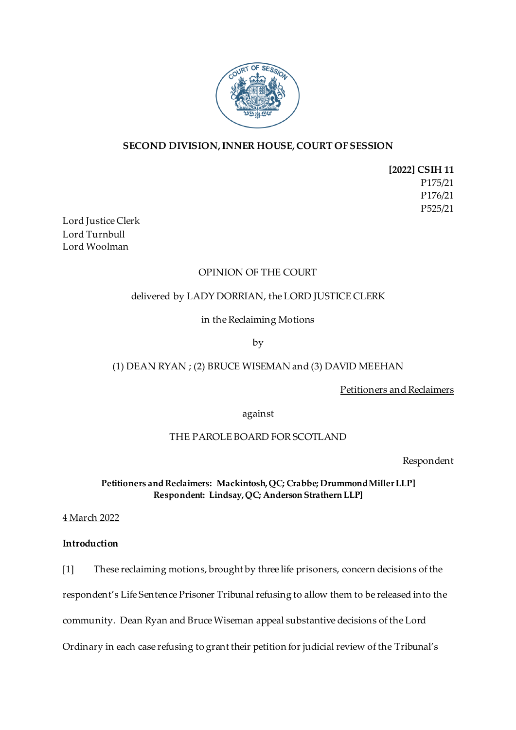**SECOND DIVISION, INNER HOUSE, COURT OF SESSION**

**[2022] CSIH 11**
P175/21
P176/21
P525/21

Lord Justice Clerk
Lord Turnbull
Lord Woolman

OPINION OF THE COURT

delivered by LADY DORRIAN, the LORD JUSTICE CLERK

in the Reclaiming Motions

by

(1) DEAN RYAN ; (2) BRUCE WISEMAN and (3) DAVID MEEHAN

Petitioners and Reclaimers

against

THE PAROLE BOARD FOR SCOTLAND

Respondent

**Petitioners and Reclaimers: Mackintosh, QC; Crabbe; Drummond Miller LLP]**
**Respondent: Lindsay, QC; Anderson Strathern LLP]**

4 March 2022

**Introduction**

[1] These reclaiming motions, brought by three life prisoners, concern decisions of the respondent's Life Sentence Prisoner Tribunal refusing to allow them to be released into the community. Dean Ryan and Bruce Wiseman appeal substantive decisions of the Lord Ordinary in each case refusing to grant their petition for judicial review of the Tribunal's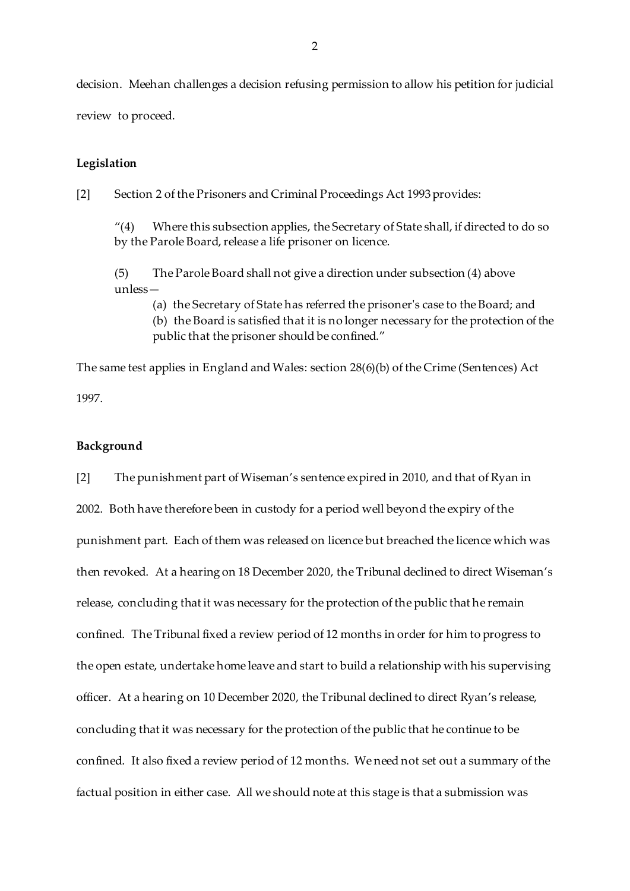decision. Meehan challenges a decision refusing permission to allow his petition for judicial review to proceed.

**Legislation**

[2] Section 2 of the Prisoners and Criminal Proceedings Act 1993 provides:

> "(4) Where this subsection applies, the Secretary of State shall, if directed to do so by the Parole Board, release a life prisoner on licence.
>
> (5) The Parole Board shall not give a direction under subsection (4) above unless—
>
> (a) the Secretary of State has referred the prisoner's case to the Board; and
>
> (b) the Board is satisfied that it is no longer necessary for the protection of the public that the prisoner should be confined."

The same test applies in England and Wales: section 28(6)(b) of the Crime (Sentences) Act 1997.

**Background**

[2] The punishment part of Wiseman's sentence expired in 2010, and that of Ryan in 2002. Both have therefore been in custody for a period well beyond the expiry of the punishment part. Each of them was released on licence but breached the licence which was then revoked. At a hearing on 18 December 2020, the Tribunal declined to direct Wiseman's release, concluding that it was necessary for the protection of the public that he remain confined. The Tribunal fixed a review period of 12 months in order for him to progress to the open estate, undertake home leave and start to build a relationship with his supervising officer. At a hearing on 10 December 2020, the Tribunal declined to direct Ryan's release, concluding that it was necessary for the protection of the public that he continue to be confined. It also fixed a review period of 12 months. We need not set out a summary of the factual position in either case. All we should note at this stage is that a submission was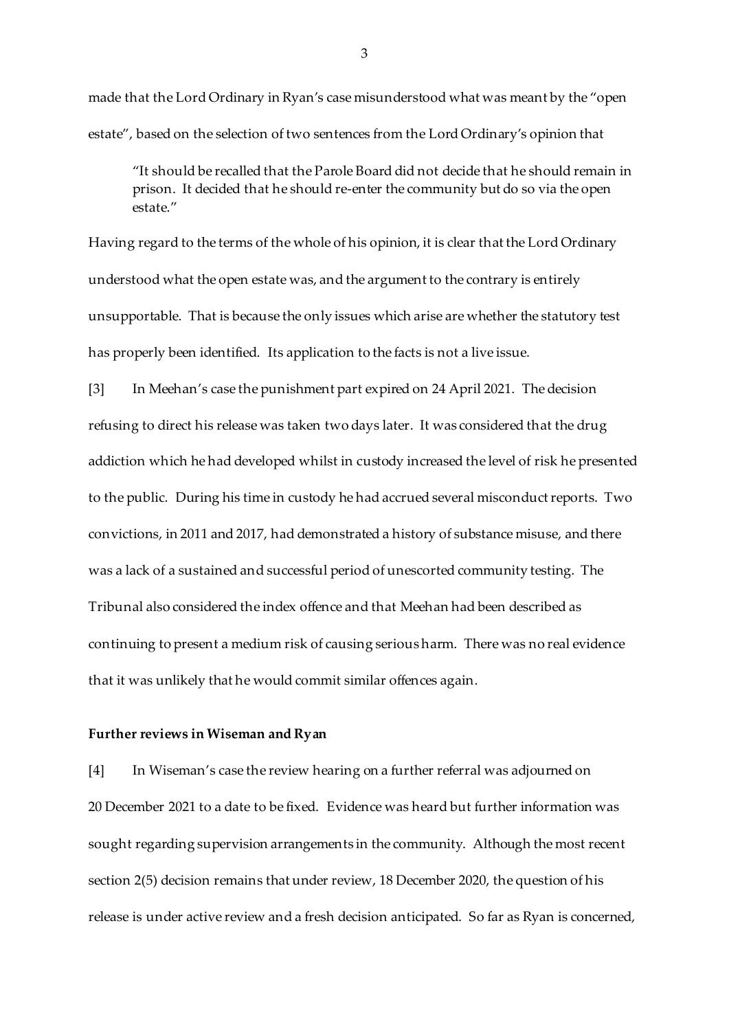made that the Lord Ordinary in Ryan's case misunderstood what was meant by the "open estate", based on the selection of two sentences from the Lord Ordinary's opinion that

> "It should be recalled that the Parole Board did not decide that he should remain in prison. It decided that he should re-enter the community but do so via the open estate."

Having regard to the terms of the whole of his opinion, it is clear that the Lord Ordinary understood what the open estate was, and the argument to the contrary is entirely unsupportable. That is because the only issues which arise are whether the statutory test has properly been identified. Its application to the facts is not a live issue.

[3] In Meehan's case the punishment part expired on 24 April 2021. The decision refusing to direct his release was taken two days later. It was considered that the drug addiction which he had developed whilst in custody increased the level of risk he presented to the public. During his time in custody he had accrued several misconduct reports. Two convictions, in 2011 and 2017, had demonstrated a history of substance misuse, and there was a lack of a sustained and successful period of unescorted community testing. The Tribunal also considered the index offence and that Meehan had been described as continuing to present a medium risk of causing serious harm. There was no real evidence that it was unlikely that he would commit similar offences again.

**Further reviews in Wiseman and Ryan**

[4] In Wiseman's case the review hearing on a further referral was adjourned on 20 December 2021 to a date to be fixed. Evidence was heard but further information was sought regarding supervision arrangements in the community. Although the most recent section 2(5) decision remains that under review, 18 December 2020, the question of his release is under active review and a fresh decision anticipated. So far as Ryan is concerned,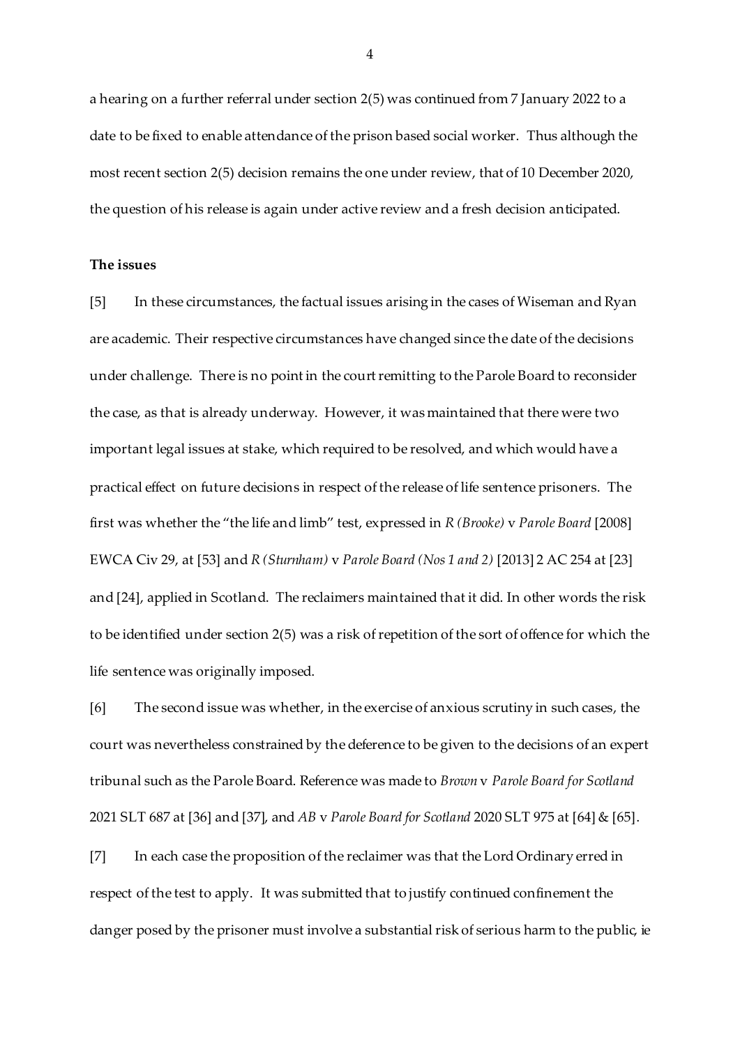a hearing on a further referral under section 2(5) was continued from 7 January 2022 to a date to be fixed to enable attendance of the prison based social worker. Thus although the most recent section 2(5) decision remains the one under review, that of 10 December 2020, the question of his release is again under active review and a fresh decision anticipated.

**The issues**

[5] In these circumstances, the factual issues arising in the cases of Wiseman and Ryan are academic. Their respective circumstances have changed since the date of the decisions under challenge. There is no point in the court remitting to the Parole Board to reconsider the case, as that is already underway. However, it was maintained that there were two important legal issues at stake, which required to be resolved, and which would have a practical effect on future decisions in respect of the release of life sentence prisoners. The first was whether the "the life and limb" test, expressed in *R (Brooke)* v *Parole Board* [2008] EWCA Civ 29, at [53] and *R (Sturnham)* v *Parole Board (Nos 1 and 2)* [2013] 2 AC 254 at [23] and [24], applied in Scotland. The reclaimers maintained that it did. In other words the risk to be identified under section 2(5) was a risk of repetition of the sort of offence for which the life sentence was originally imposed.

[6] The second issue was whether, in the exercise of anxious scrutiny in such cases, the court was nevertheless constrained by the deference to be given to the decisions of an expert tribunal such as the Parole Board. Reference was made to *Brown* v *Parole Board for Scotland* 2021 SLT 687 at [36] and [37], and *AB* v *Parole Board for Scotland* 2020 SLT 975 at [64] & [65].

[7] In each case the proposition of the reclaimer was that the Lord Ordinary erred in respect of the test to apply. It was submitted that to justify continued confinement the danger posed by the prisoner must involve a substantial risk of serious harm to the public, ie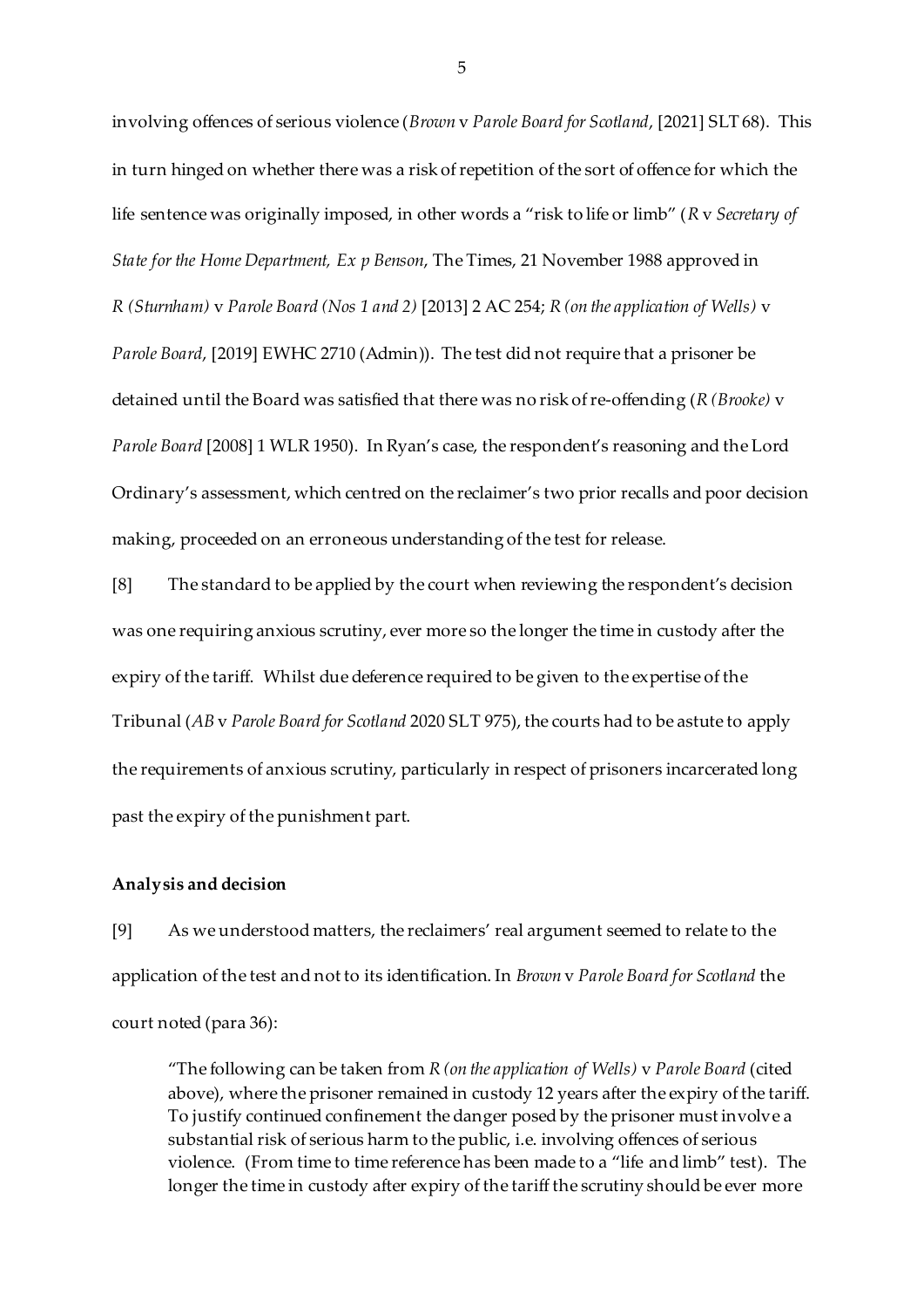involving offences of serious violence (*Brown* v *Parole Board for Scotland*, [2021] SLT 68). This in turn hinged on whether there was a risk of repetition of the sort of offence for which the life sentence was originally imposed, in other words a "risk to life or limb" (*R* v *Secretary of State for the Home Department, Ex p Benson*, The Times, 21 November 1988 approved in *R (Sturnham)* v *Parole Board (Nos 1 and 2)* [2013] 2 AC 254; *R (on the application of Wells)* v *Parole Board*, [2019] EWHC 2710 (Admin)). The test did not require that a prisoner be detained until the Board was satisfied that there was no risk of re-offending (*R (Brooke)* v *Parole Board* [2008] 1 WLR 1950). In Ryan's case, the respondent's reasoning and the Lord Ordinary's assessment, which centred on the reclaimer's two prior recalls and poor decision making, proceeded on an erroneous understanding of the test for release.

[8] The standard to be applied by the court when reviewing the respondent's decision was one requiring anxious scrutiny, ever more so the longer the time in custody after the expiry of the tariff. Whilst due deference required to be given to the expertise of the Tribunal (*AB* v *Parole Board for Scotland* 2020 SLT 975), the courts had to be astute to apply the requirements of anxious scrutiny, particularly in respect of prisoners incarcerated long past the expiry of the punishment part.

**Analysis and decision**

[9] As we understood matters, the reclaimers' real argument seemed to relate to the application of the test and not to its identification. In *Brown* v *Parole Board for Scotland* the court noted (para 36):

> "The following can be taken from *R (on the application of Wells)* v *Parole Board* (cited above), where the prisoner remained in custody 12 years after the expiry of the tariff. To justify continued confinement the danger posed by the prisoner must involve a substantial risk of serious harm to the public, i.e. involving offences of serious violence. (From time to time reference has been made to a "life and limb" test). The longer the time in custody after expiry of the tariff the scrutiny should be ever more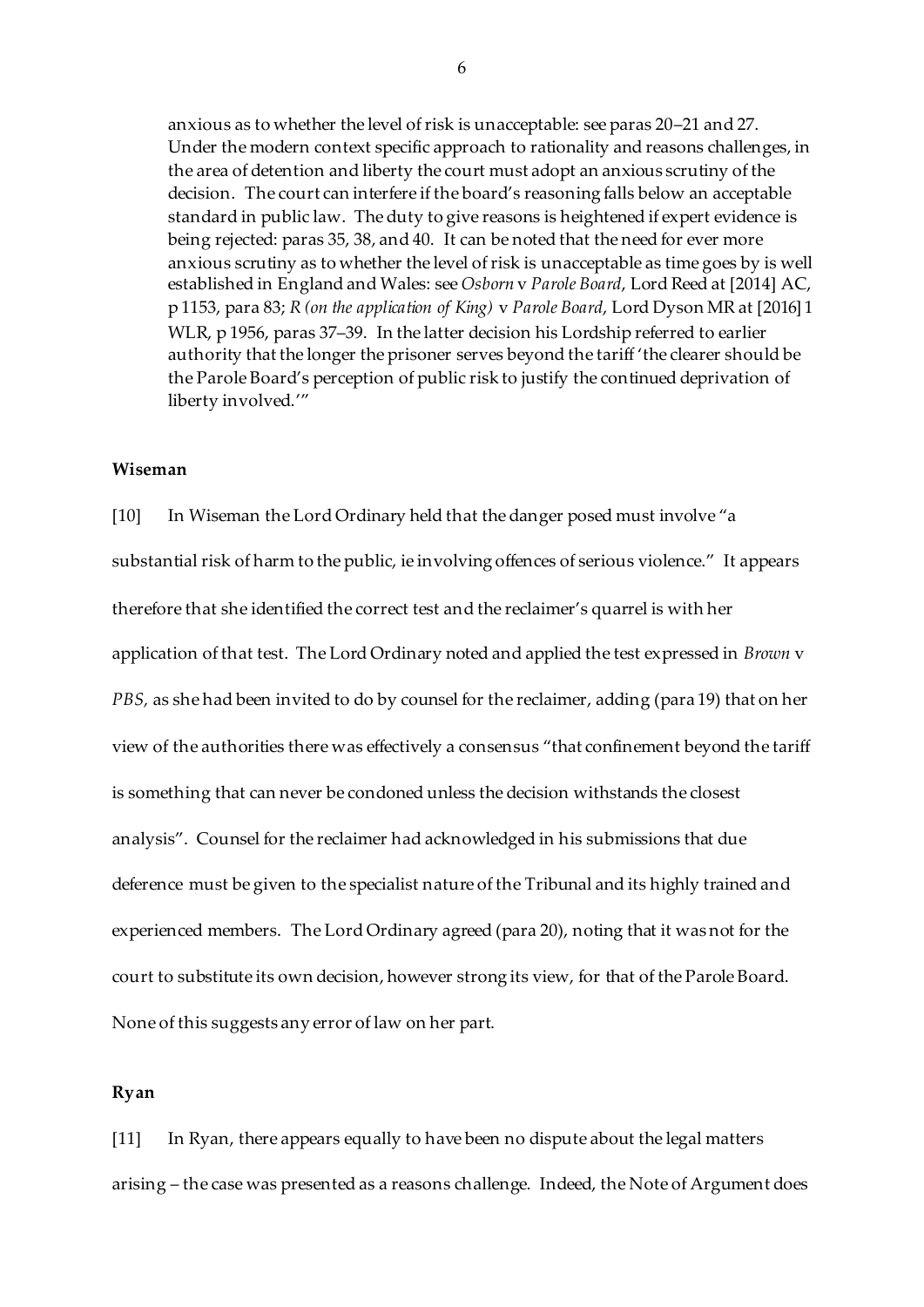anxious as to whether the level of risk is unacceptable: see paras 20–21 and 27. Under the modern context specific approach to rationality and reasons challenges, in the area of detention and liberty the court must adopt an anxious scrutiny of the decision. The court can interfere if the board's reasoning falls below an acceptable standard in public law. The duty to give reasons is heightened if expert evidence is being rejected: paras 35, 38, and 40. It can be noted that the need for ever more anxious scrutiny as to whether the level of risk is unacceptable as time goes by is well established in England and Wales: see *Osborn* v *Parole Board*, Lord Reed at [2014] AC, p 1153, para 83; *R (on the application of King)* v *Parole Board*, Lord Dyson MR at [2016] 1 WLR, p 1956, paras 37–39. In the latter decision his Lordship referred to earlier authority that the longer the prisoner serves beyond the tariff 'the clearer should be the Parole Board's perception of public risk to justify the continued deprivation of liberty involved.'"

**Wiseman**

[10] In Wiseman the Lord Ordinary held that the danger posed must involve "a substantial risk of harm to the public, ie involving offences of serious violence." It appears therefore that she identified the correct test and the reclaimer's quarrel is with her application of that test. The Lord Ordinary noted and applied the test expressed in *Brown* v *PBS,* as she had been invited to do by counsel for the reclaimer, adding (para 19) that on her view of the authorities there was effectively a consensus "that confinement beyond the tariff is something that can never be condoned unless the decision withstands the closest analysis". Counsel for the reclaimer had acknowledged in his submissions that due deference must be given to the specialist nature of the Tribunal and its highly trained and experienced members. The Lord Ordinary agreed (para 20), noting that it was not for the court to substitute its own decision, however strong its view, for that of the Parole Board. None of this suggests any error of law on her part.

**Ryan**

[11] In Ryan, there appears equally to have been no dispute about the legal matters arising – the case was presented as a reasons challenge. Indeed, the Note of Argument does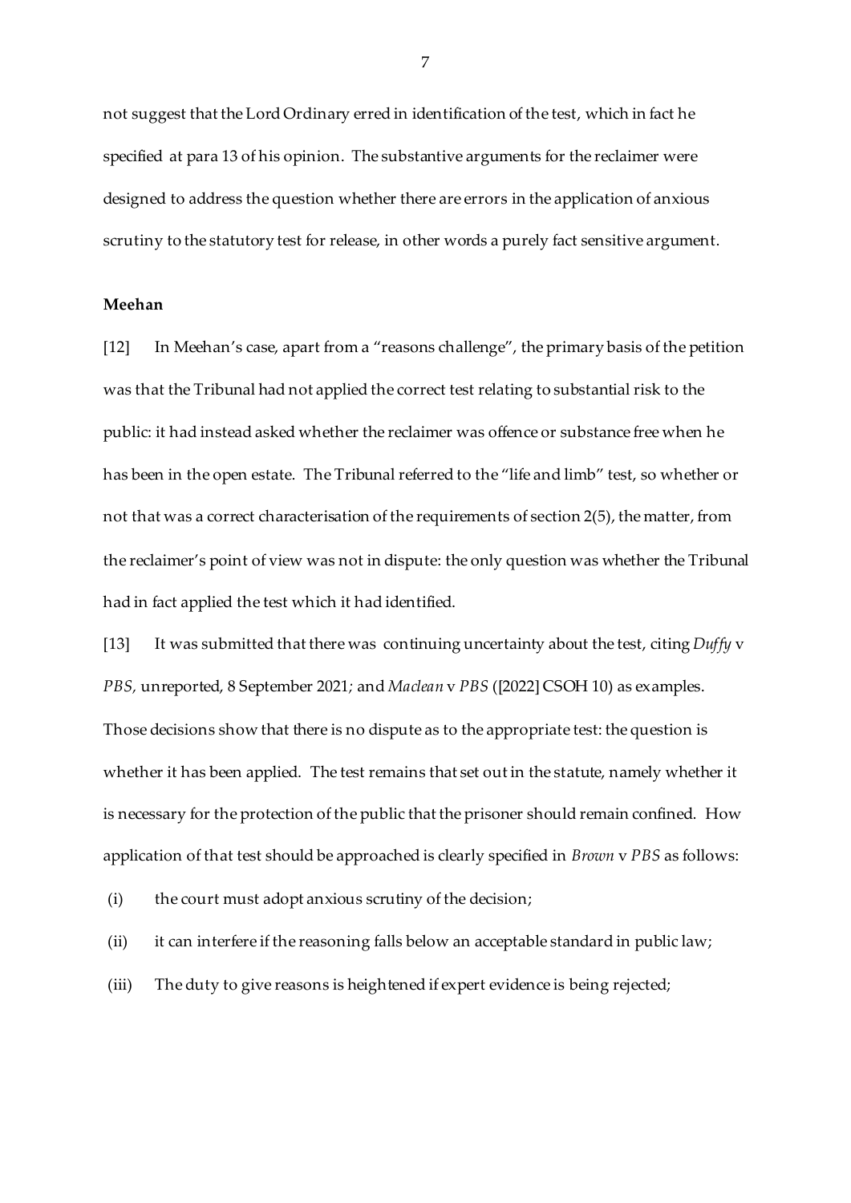not suggest that the Lord Ordinary erred in identification of the test, which in fact he specified at para 13 of his opinion. The substantive arguments for the reclaimer were designed to address the question whether there are errors in the application of anxious scrutiny to the statutory test for release, in other words a purely fact sensitive argument.

**Meehan**

[12] In Meehan's case, apart from a "reasons challenge", the primary basis of the petition was that the Tribunal had not applied the correct test relating to substantial risk to the public: it had instead asked whether the reclaimer was offence or substance free when he has been in the open estate. The Tribunal referred to the "life and limb" test, so whether or not that was a correct characterisation of the requirements of section 2(5), the matter, from the reclaimer's point of view was not in dispute: the only question was whether the Tribunal had in fact applied the test which it had identified.

[13] It was submitted that there was continuing uncertainty about the test, citing *Duffy* v *PBS,* unreported, 8 September 2021*;* and *Maclean* v *PBS* ([2022] CSOH 10) as examples. Those decisions show that there is no dispute as to the appropriate test: the question is whether it has been applied. The test remains that set out in the statute, namely whether it is necessary for the protection of the public that the prisoner should remain confined. How application of that test should be approached is clearly specified in *Brown* v *PBS* as follows:

(i) the court must adopt anxious scrutiny of the decision;

(ii) it can interfere if the reasoning falls below an acceptable standard in public law;

(iii) The duty to give reasons is heightened if expert evidence is being rejected;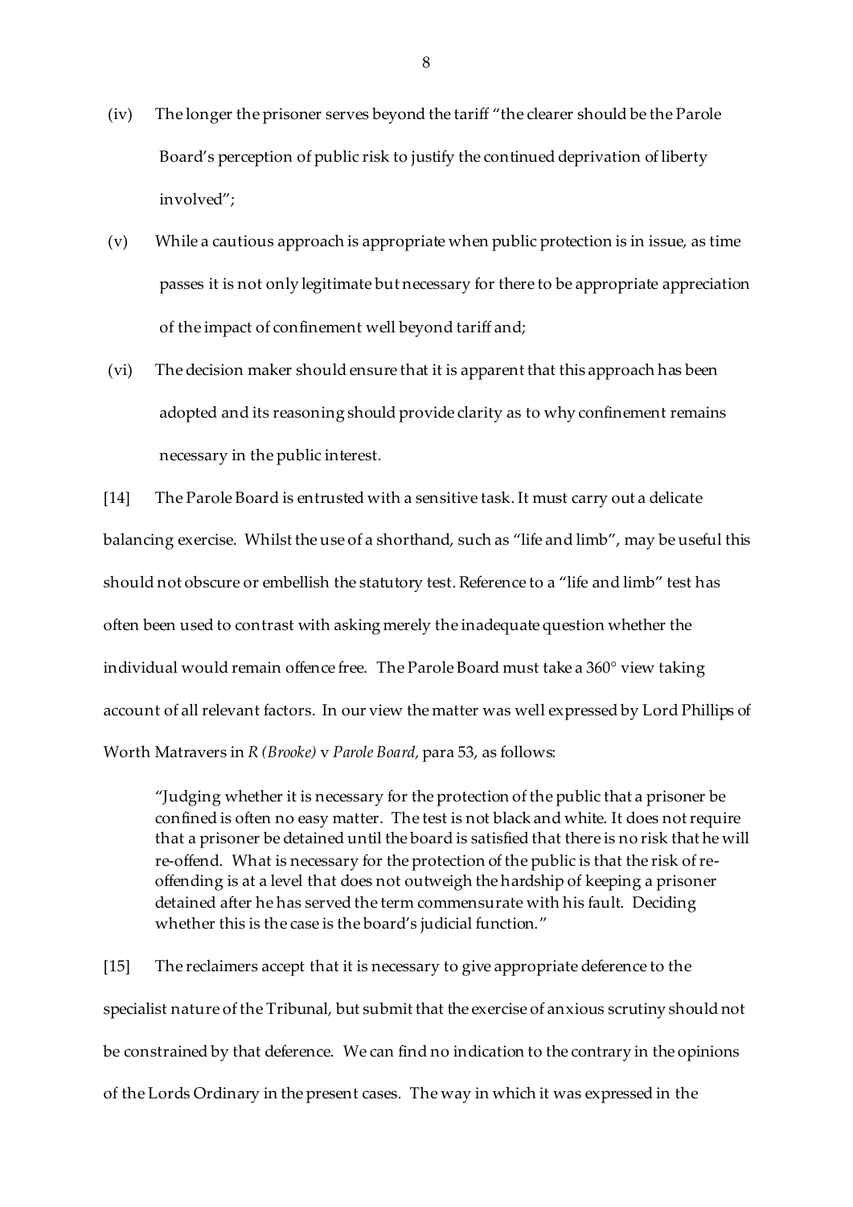(iv) The longer the prisoner serves beyond the tariff "the clearer should be the Parole Board's perception of public risk to justify the continued deprivation of liberty involved";

(v) While a cautious approach is appropriate when public protection is in issue, as time passes it is not only legitimate but necessary for there to be appropriate appreciation of the impact of confinement well beyond tariff and;

(vi) The decision maker should ensure that it is apparent that this approach has been adopted and its reasoning should provide clarity as to why confinement remains necessary in the public interest.

[14] The Parole Board is entrusted with a sensitive task. It must carry out a delicate balancing exercise. Whilst the use of a shorthand, such as "life and limb", may be useful this should not obscure or embellish the statutory test. Reference to a "life and limb" test has often been used to contrast with asking merely the inadequate question whether the individual would remain offence free. The Parole Board must take a 360° view taking account of all relevant factors. In our view the matter was well expressed by Lord Phillips of Worth Matravers in *R (Brooke)* v *Parole Board*, para 53, as follows:

> "Judging whether it is necessary for the protection of the public that a prisoner be confined is often no easy matter. The test is not black and white. It does not require that a prisoner be detained until the board is satisfied that there is no risk that he will re-offend. What is necessary for the protection of the public is that the risk of re-offending is at a level that does not outweigh the hardship of keeping a prisoner detained after he has served the term commensurate with his fault. Deciding whether this is the case is the board's judicial function."

[15] The reclaimers accept that it is necessary to give appropriate deference to the specialist nature of the Tribunal, but submit that the exercise of anxious scrutiny should not be constrained by that deference. We can find no indication to the contrary in the opinions of the Lords Ordinary in the present cases. The way in which it was expressed in the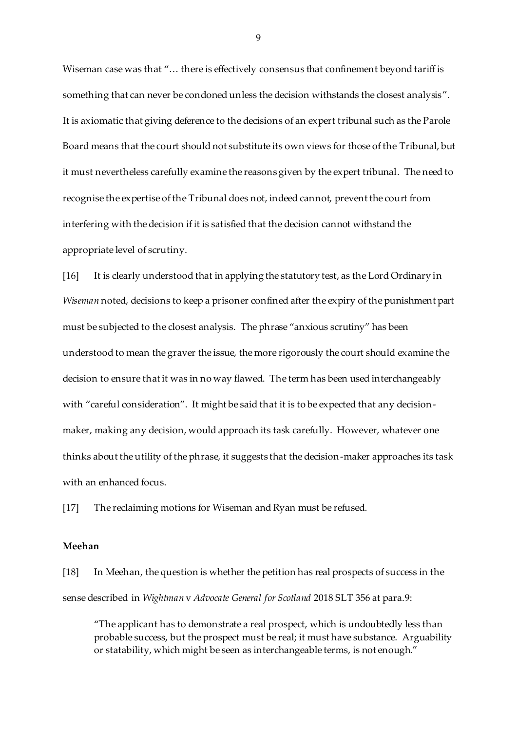Wiseman case was that "… there is effectively consensus that confinement beyond tariff is something that can never be condoned unless the decision withstands the closest analysis". It is axiomatic that giving deference to the decisions of an expert tribunal such as the Parole Board means that the court should not substitute its own views for those of the Tribunal, but it must nevertheless carefully examine the reasons given by the expert tribunal. The need to recognise the expertise of the Tribunal does not, indeed cannot, prevent the court from interfering with the decision if it is satisfied that the decision cannot withstand the appropriate level of scrutiny.

[16] It is clearly understood that in applying the statutory test, as the Lord Ordinary in *Wiseman* noted, decisions to keep a prisoner confined after the expiry of the punishment part must be subjected to the closest analysis. The phrase "anxious scrutiny" has been understood to mean the graver the issue, the more rigorously the court should examine the decision to ensure that it was in no way flawed. The term has been used interchangeably with "careful consideration". It might be said that it is to be expected that any decision-maker, making any decision, would approach its task carefully. However, whatever one thinks about the utility of the phrase, it suggests that the decision-maker approaches its task with an enhanced focus.

[17] The reclaiming motions for Wiseman and Ryan must be refused.

**Meehan**

[18] In Meehan, the question is whether the petition has real prospects of success in the sense described in *Wightman* v *Advocate General for Scotland* 2018 SLT 356 at para.9:

> "The applicant has to demonstrate a real prospect, which is undoubtedly less than probable success, but the prospect must be real; it must have substance. Arguability or statability, which might be seen as interchangeable terms, is not enough."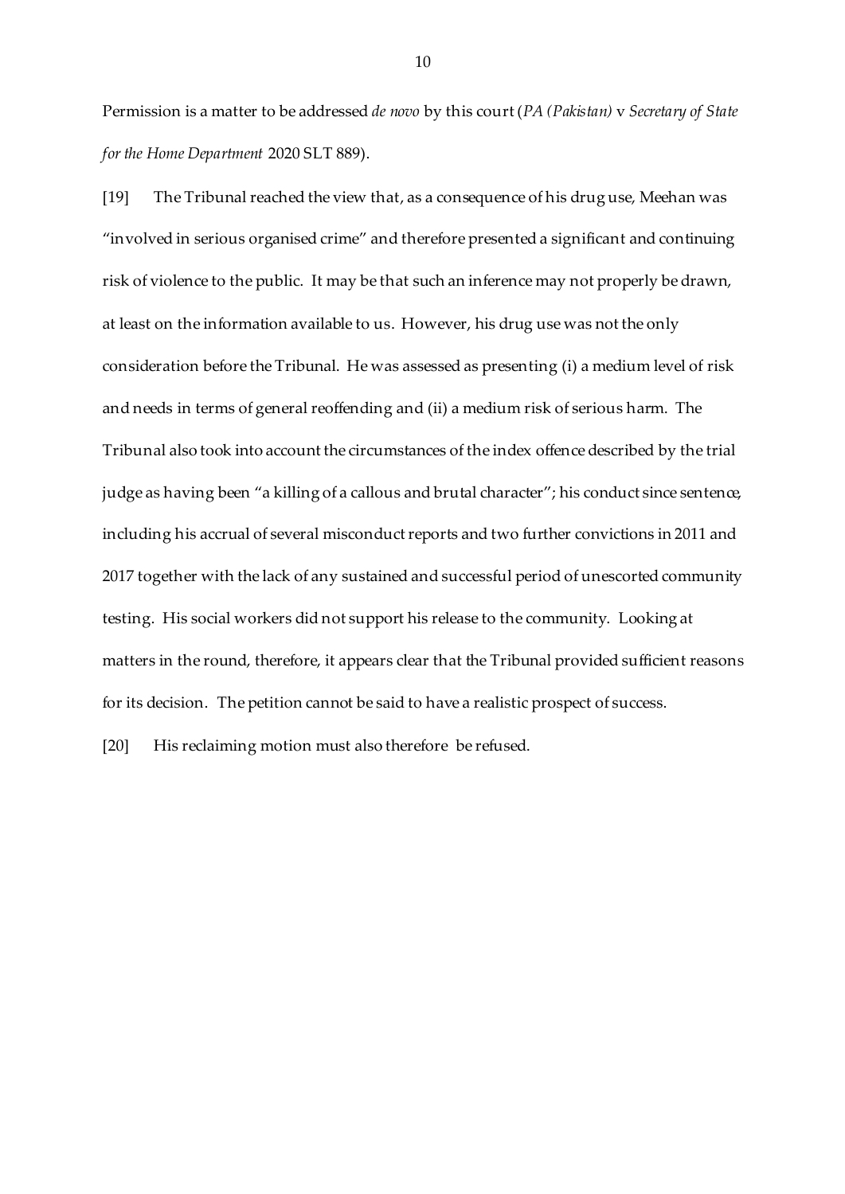Permission is a matter to be addressed *de novo* by this court (*PA (Pakistan)* v *Secretary of State for the Home Department* 2020 SLT 889).

[19] The Tribunal reached the view that, as a consequence of his drug use, Meehan was "involved in serious organised crime" and therefore presented a significant and continuing risk of violence to the public. It may be that such an inference may not properly be drawn, at least on the information available to us. However, his drug use was not the only consideration before the Tribunal. He was assessed as presenting (i) a medium level of risk and needs in terms of general reoffending and (ii) a medium risk of serious harm. The Tribunal also took into account the circumstances of the index offence described by the trial judge as having been "a killing of a callous and brutal character"; his conduct since sentence, including his accrual of several misconduct reports and two further convictions in 2011 and 2017 together with the lack of any sustained and successful period of unescorted community testing. His social workers did not support his release to the community. Looking at matters in the round, therefore, it appears clear that the Tribunal provided sufficient reasons for its decision. The petition cannot be said to have a realistic prospect of success.

[20] His reclaiming motion must also therefore be refused.